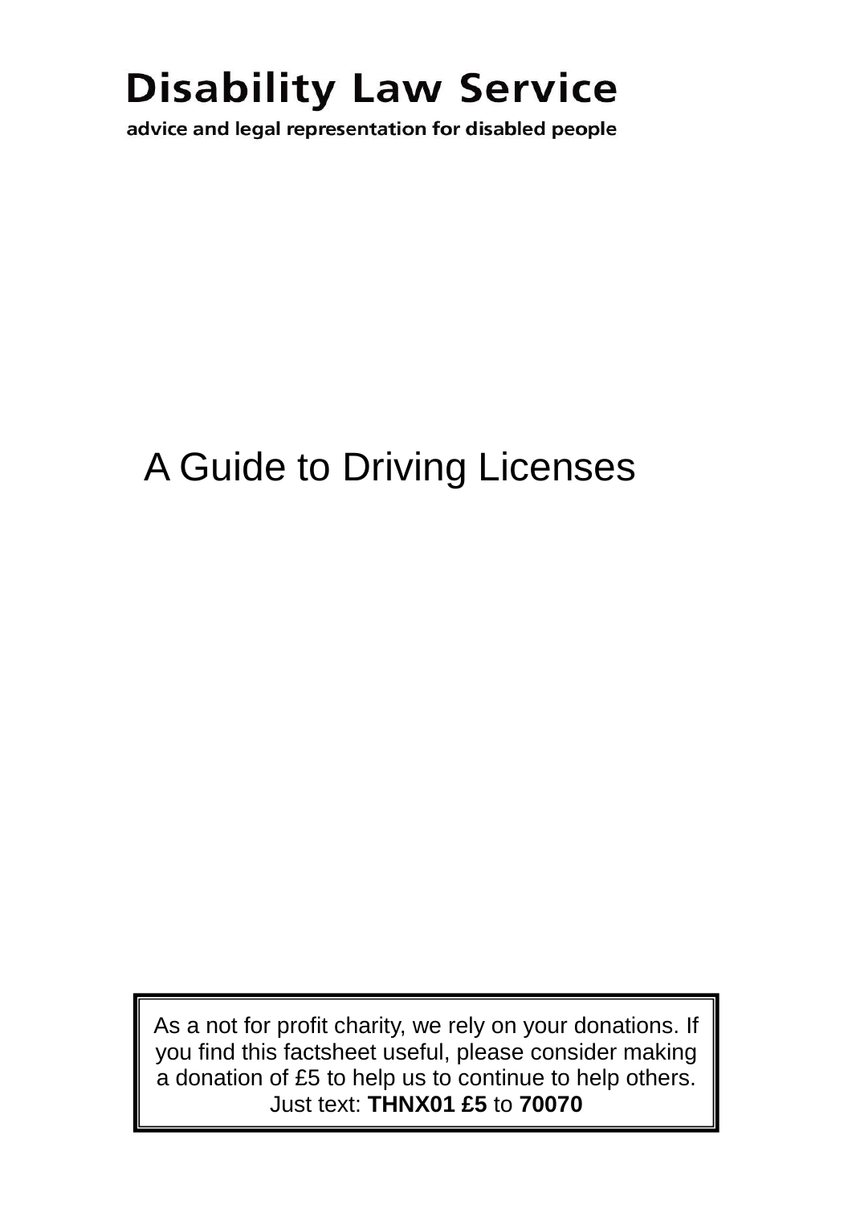**Disability Law Service**

advice and legal representation for disabled people

# A Guide to Driving Licenses

As a not for profit charity, we rely on your donations. If you find this factsheet useful, please consider making a donation of £5 to help us to continue to help others. Just text: **THNX01 £5** to **70070**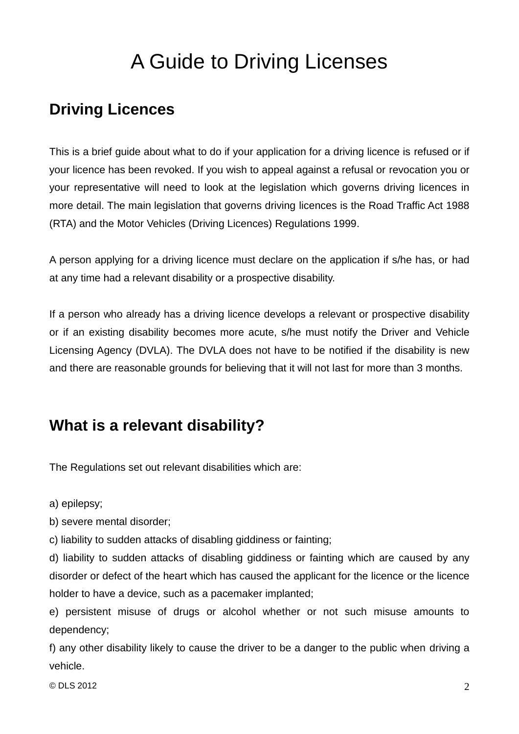# A Guide to Driving Licenses

## Driving Licences

This is a brief guide about what to do if your application for a driving licence is refused or if your licence has been revoked. If you wish to appeal against a refusal or revocation you or your representative will need to look at the legislation which governs driving licences in more detail. The main legislation that governs driving licences is the Road Traffic Act 1988 (RTA) and the Motor Vehicles (Driving Licences) Regulations 1999.

A person applying for a driving licence must declare on the application if s/he has, or had at any time had a relevant disability or a prospective disability.

If a person who already has a driving licence develops a relevant or prospective disability or if an existing disability becomes more acute, s/he must notify the Driver and Vehicle Licensing Agency (DVLA). The DVLA does not have to be notified if the disability is new and there are reasonable grounds for believing that it will not last for more than 3 months.

## What is a relevant disability?

The Regulations set out relevant disabilities which are:

a) epilepsy;
b) severe mental disorder;
c) liability to sudden attacks of disabling giddiness or fainting;
d) liability to sudden attacks of disabling giddiness or fainting which are caused by any disorder or defect of the heart which has caused the applicant for the licence or the licence holder to have a device, such as a pacemaker implanted;
e) persistent misuse of drugs or alcohol whether or not such misuse amounts to dependency;
f) any other disability likely to cause the driver to be a danger to the public when driving a vehicle.

© DLS 2012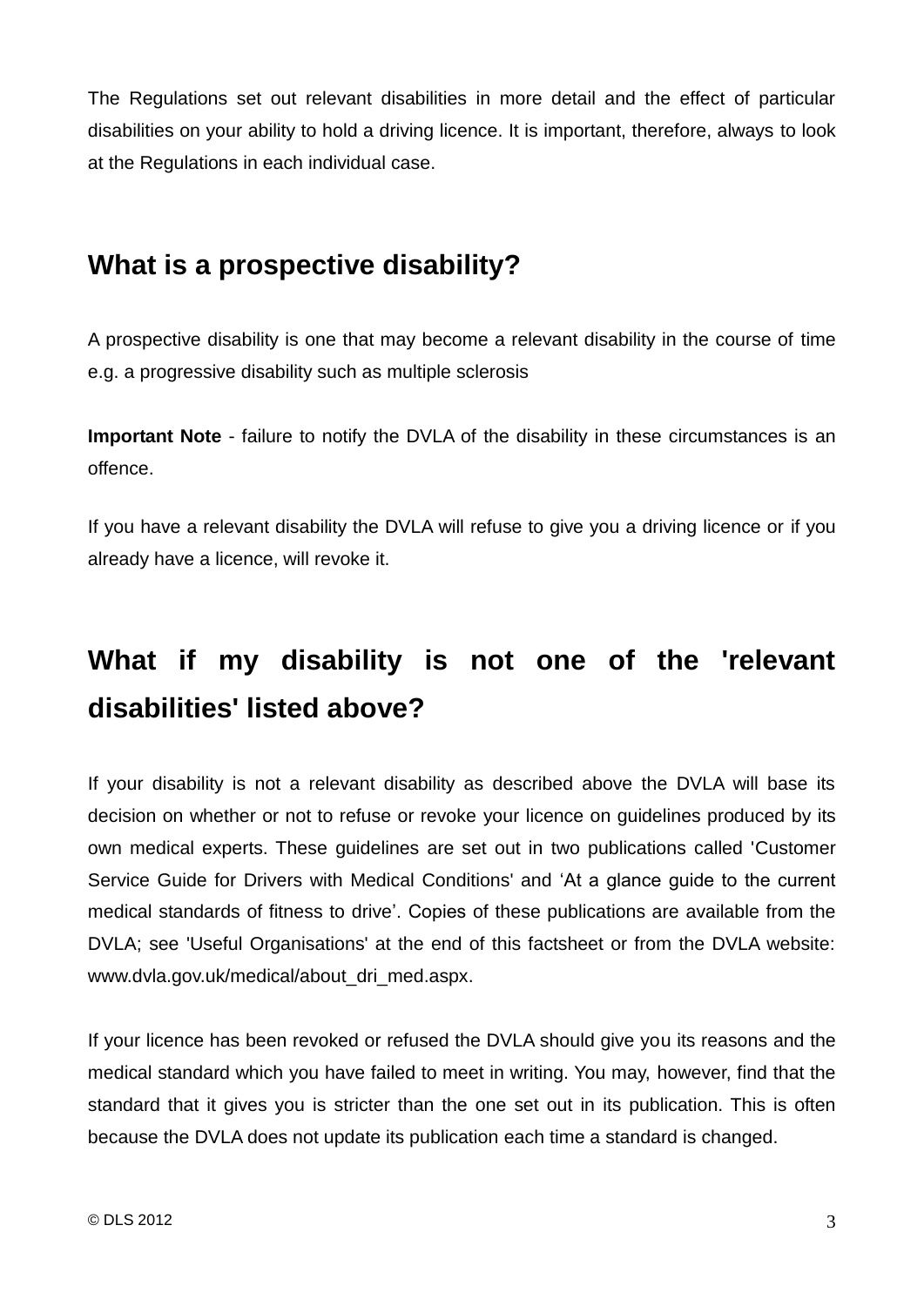The Regulations set out relevant disabilities in more detail and the effect of particular disabilities on your ability to hold a driving licence. It is important, therefore, always to look at the Regulations in each individual case.

## What is a prospective disability?

A prospective disability is one that may become a relevant disability in the course of time e.g. a progressive disability such as multiple sclerosis

**Important Note** - failure to notify the DVLA of the disability in these circumstances is an offence.

If you have a relevant disability the DVLA will refuse to give you a driving licence or if you already have a licence, will revoke it.

## What if my disability is not one of the 'relevant disabilities' listed above?

If your disability is not a relevant disability as described above the DVLA will base its decision on whether or not to refuse or revoke your licence on guidelines produced by its own medical experts. These guidelines are set out in two publications called 'Customer Service Guide for Drivers with Medical Conditions' and 'At a glance guide to the current medical standards of fitness to drive'. Copies of these publications are available from the DVLA; see 'Useful Organisations' at the end of this factsheet or from the DVLA website: www.dvla.gov.uk/medical/about_dri_med.aspx.

If your licence has been revoked or refused the DVLA should give you its reasons and the medical standard which you have failed to meet in writing. You may, however, find that the standard that it gives you is stricter than the one set out in its publication. This is often because the DVLA does not update its publication each time a standard is changed.

© DLS 2012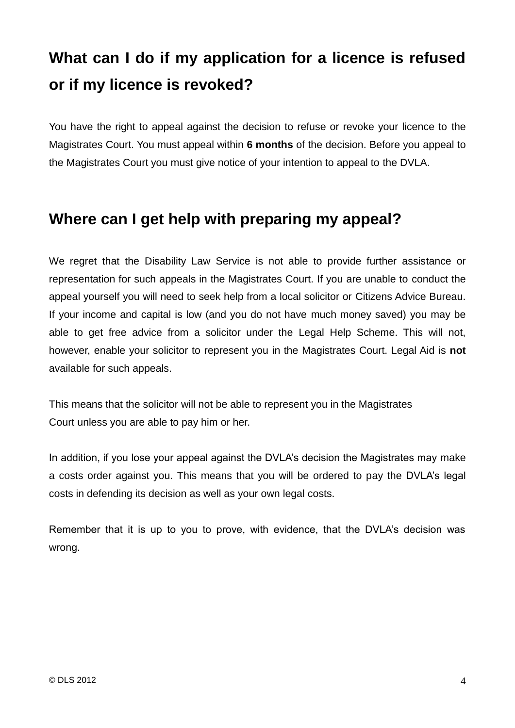## What can I do if my application for a licence is refused or if my licence is revoked?

You have the right to appeal against the decision to refuse or revoke your licence to the Magistrates Court. You must appeal within **6 months** of the decision. Before you appeal to the Magistrates Court you must give notice of your intention to appeal to the DVLA.

## Where can I get help with preparing my appeal?

We regret that the Disability Law Service is not able to provide further assistance or representation for such appeals in the Magistrates Court. If you are unable to conduct the appeal yourself you will need to seek help from a local solicitor or Citizens Advice Bureau. If your income and capital is low (and you do not have much money saved) you may be able to get free advice from a solicitor under the Legal Help Scheme. This will not, however, enable your solicitor to represent you in the Magistrates Court. Legal Aid is **not** available for such appeals.

This means that the solicitor will not be able to represent you in the Magistrates Court unless you are able to pay him or her.

In addition, if you lose your appeal against the DVLA's decision the Magistrates may make a costs order against you. This means that you will be ordered to pay the DVLA's legal costs in defending its decision as well as your own legal costs.

Remember that it is up to you to prove, with evidence, that the DVLA's decision was wrong.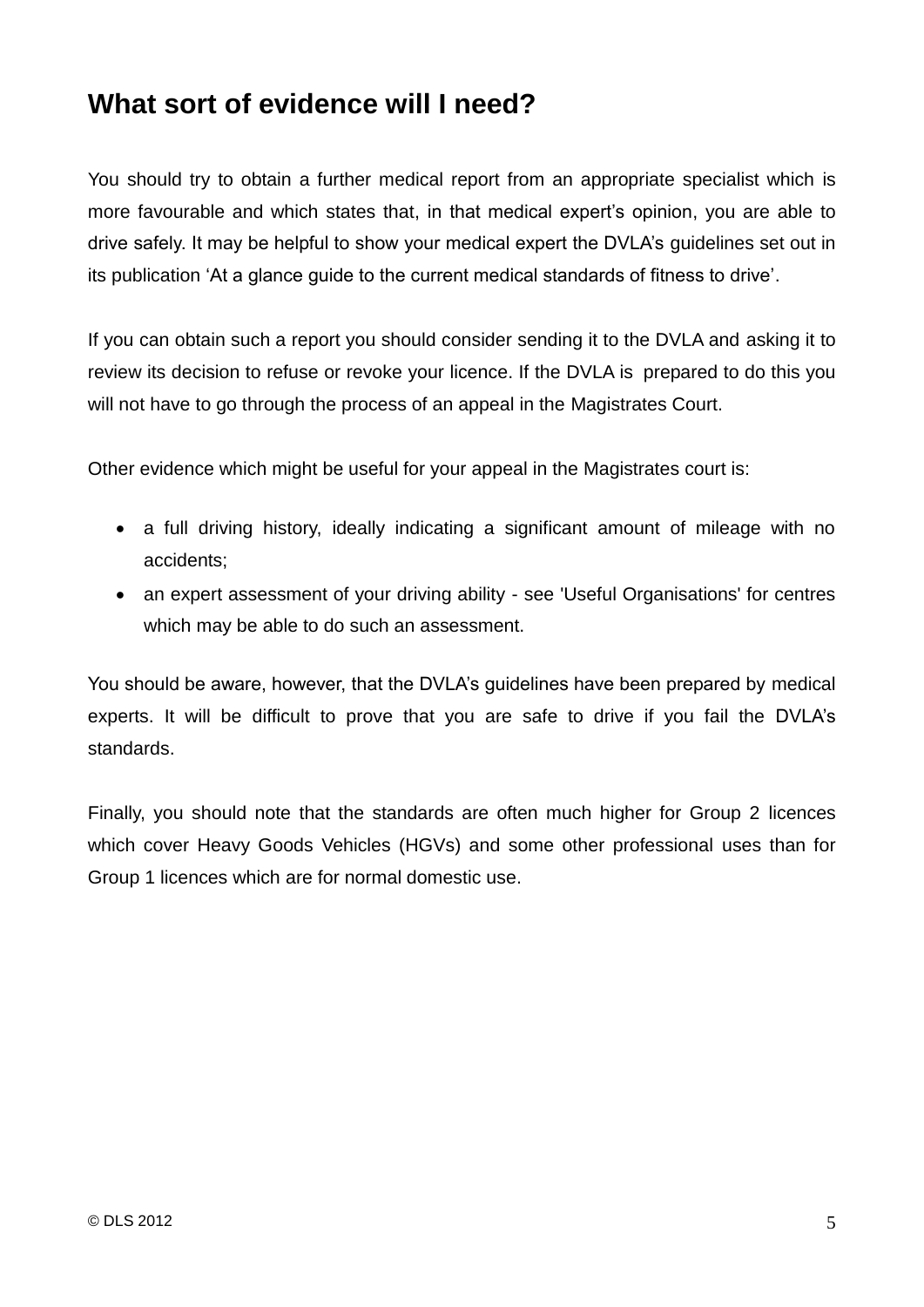## What sort of evidence will I need?

You should try to obtain a further medical report from an appropriate specialist which is more favourable and which states that, in that medical expert's opinion, you are able to drive safely. It may be helpful to show your medical expert the DVLA's guidelines set out in its publication 'At a glance guide to the current medical standards of fitness to drive'.

If you can obtain such a report you should consider sending it to the DVLA and asking it to review its decision to refuse or revoke your licence. If the DVLA is prepared to do this you will not have to go through the process of an appeal in the Magistrates Court.

Other evidence which might be useful for your appeal in the Magistrates court is:

- a full driving history, ideally indicating a significant amount of mileage with no accidents;
- an expert assessment of your driving ability - see 'Useful Organisations' for centres which may be able to do such an assessment.

You should be aware, however, that the DVLA's guidelines have been prepared by medical experts. It will be difficult to prove that you are safe to drive if you fail the DVLA's standards.

Finally, you should note that the standards are often much higher for Group 2 licences which cover Heavy Goods Vehicles (HGVs) and some other professional uses than for Group 1 licences which are for normal domestic use.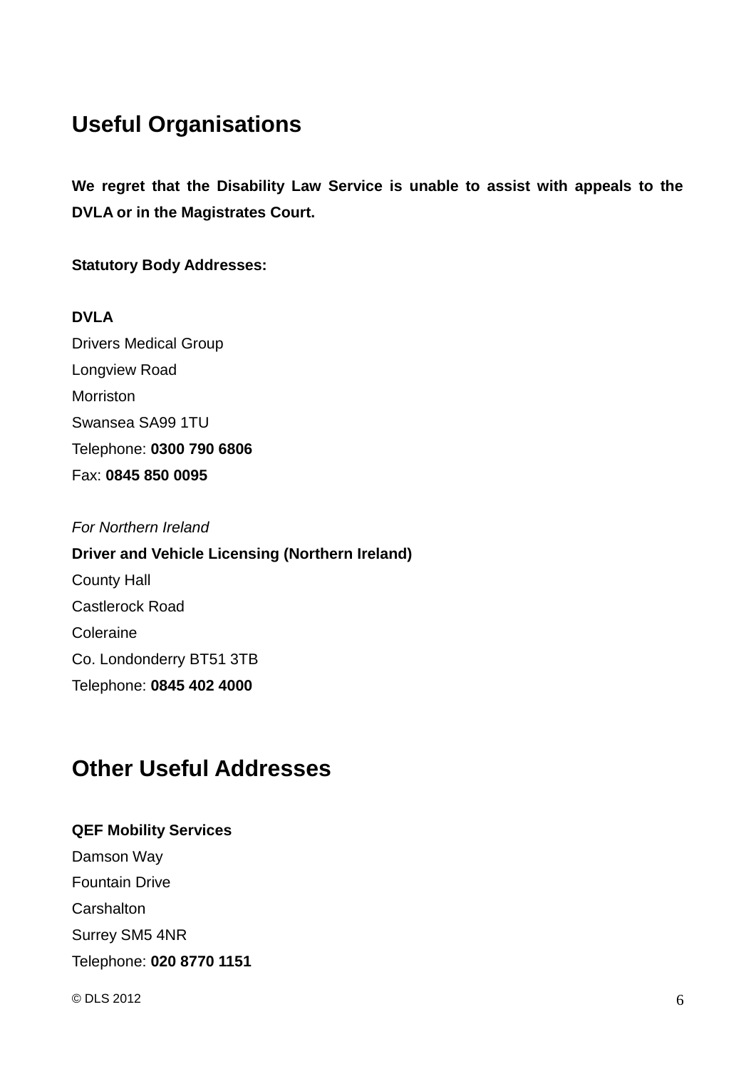## Useful Organisations

**We regret that the Disability Law Service is unable to assist with appeals to the DVLA or in the Magistrates Court.**

**Statutory Body Addresses:**

**DVLA**
Drivers Medical Group
Longview Road
Morriston
Swansea SA99 1TU
Telephone: **0300 790 6806**
Fax: **0845 850 0095**

*For Northern Ireland*
**Driver and Vehicle Licensing (Northern Ireland)**
County Hall
Castlerock Road
Coleraine
Co. Londonderry BT51 3TB
Telephone: **0845 402 4000**

## Other Useful Addresses

**QEF Mobility Services**
Damson Way
Fountain Drive
Carshalton
Surrey SM5 4NR
Telephone: **020 8770 1151**

© DLS 2012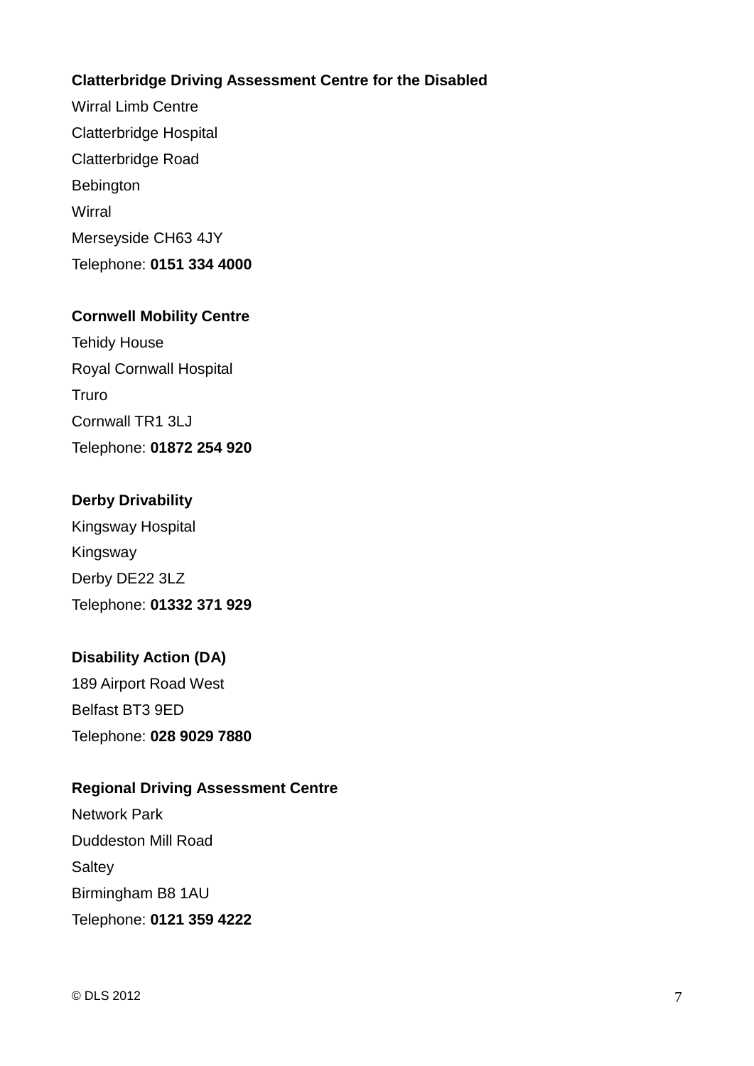**Clatterbridge Driving Assessment Centre for the Disabled**
Wirral Limb Centre
Clatterbridge Hospital
Clatterbridge Road
Bebington
Wirral
Merseyside CH63 4JY
Telephone: **0151 334 4000**

**Cornwell Mobility Centre**
Tehidy House
Royal Cornwall Hospital
Truro
Cornwall TR1 3LJ
Telephone: **01872 254 920**

**Derby Drivability**
Kingsway Hospital
Kingsway
Derby DE22 3LZ
Telephone: **01332 371 929**

**Disability Action (DA)**
189 Airport Road West
Belfast BT3 9ED
Telephone: **028 9029 7880**

**Regional Driving Assessment Centre**
Network Park
Duddeston Mill Road
Saltey
Birmingham B8 1AU
Telephone: **0121 359 4222**

© DLS 2012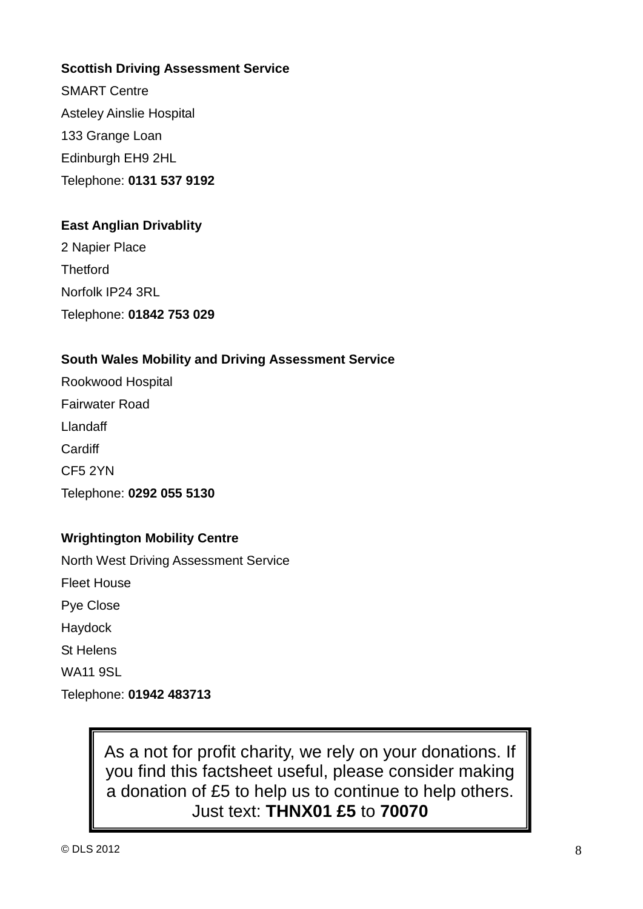**Scottish Driving Assessment Service**

SMART Centre

Asteley Ainslie Hospital

133 Grange Loan

Edinburgh EH9 2HL

Telephone: **0131 537 9192**

**East Anglian Drivablity**

2 Napier Place

Thetford

Norfolk IP24 3RL

Telephone: **01842 753 029**

**South Wales Mobility and Driving Assessment Service**

Rookwood Hospital

Fairwater Road

Llandaff

Cardiff

CF5 2YN

Telephone: **0292 055 5130**

**Wrightington Mobility Centre**

North West Driving Assessment Service

Fleet House

Pye Close

Haydock

St Helens

WA11 9SL

Telephone: **01942 483713**

As a not for profit charity, we rely on your donations. If you find this factsheet useful, please consider making a donation of £5 to help us to continue to help others. Just text: **THNX01 £5** to **70070**

© DLS 2012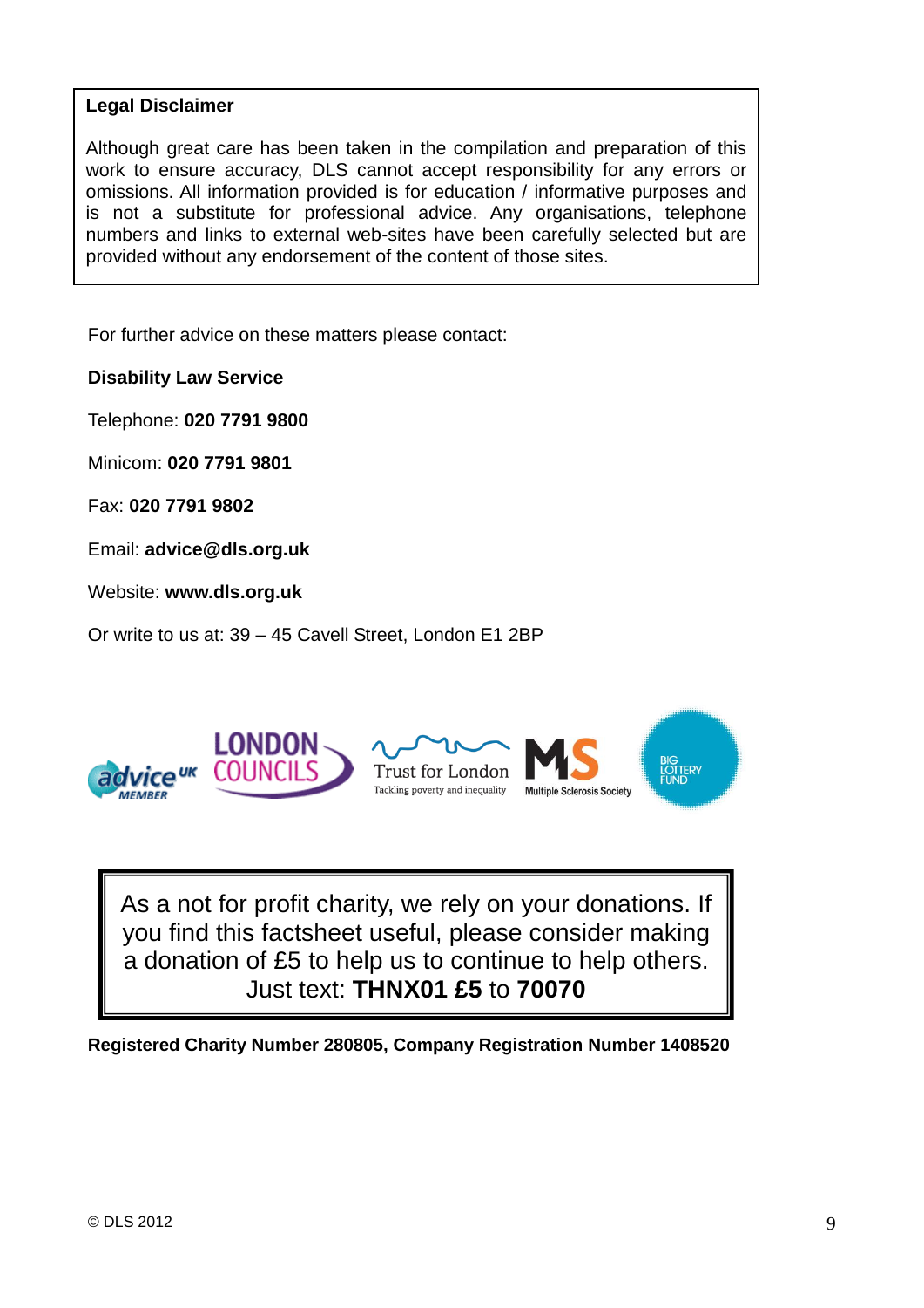**Legal Disclaimer**

Although great care has been taken in the compilation and preparation of this work to ensure accuracy, DLS cannot accept responsibility for any errors or omissions. All information provided is for education / informative purposes and is not a substitute for professional advice. Any organisations, telephone numbers and links to external web-sites have been carefully selected but are provided without any endorsement of the content of those sites.

For further advice on these matters please contact:

**Disability Law Service**

Telephone: **020 7791 9800**

Minicom: **020 7791 9801**

Fax: **020 7791 9802**

Email: **advice@dls.org.uk**

Website: **www.dls.org.uk**

Or write to us at: 39 – 45 Cavell Street, London E1 2BP

advice UK MEMBER

LONDON COUNCILS

Trust for London
Tackling poverty and inequality

MS
Multiple Sclerosis Society

BIG LOTTERY FUND

As a not for profit charity, we rely on your donations. If you find this factsheet useful, please consider making a donation of £5 to help us to continue to help others. Just text: **THNX01 £5** to **70070**

**Registered Charity Number 280805, Company Registration Number 1408520**

© DLS 2012